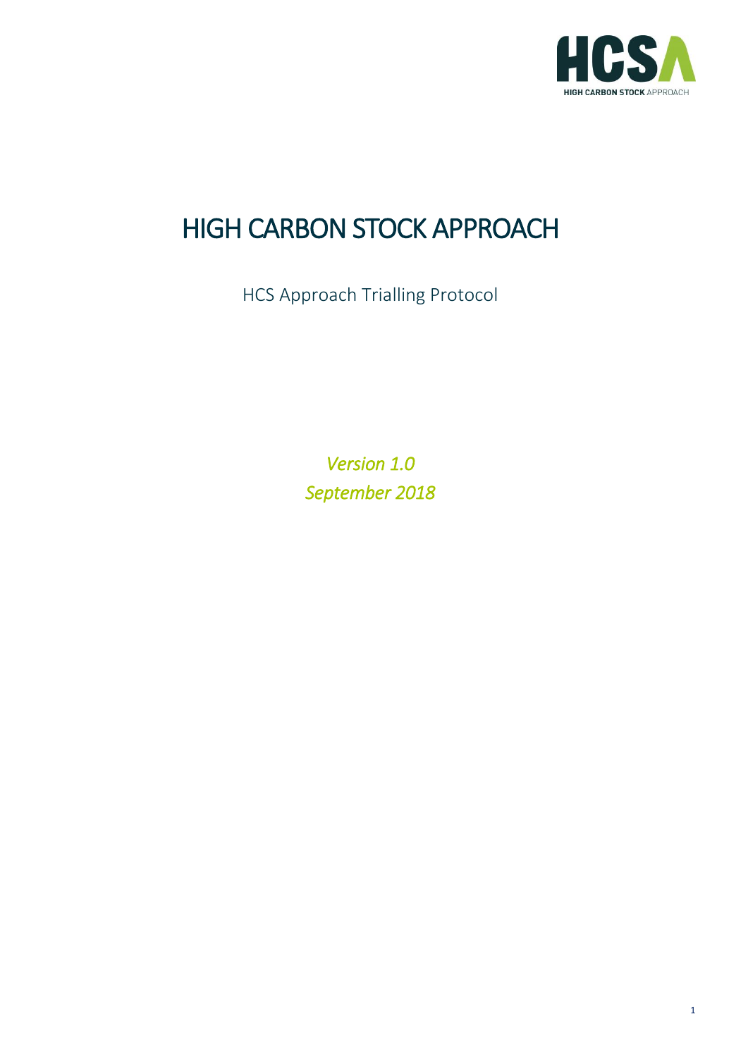# HIGH CARBON STOCK APPROACH

HCS Approach Trialling Protocol

*Version 1.0*
*September 2018*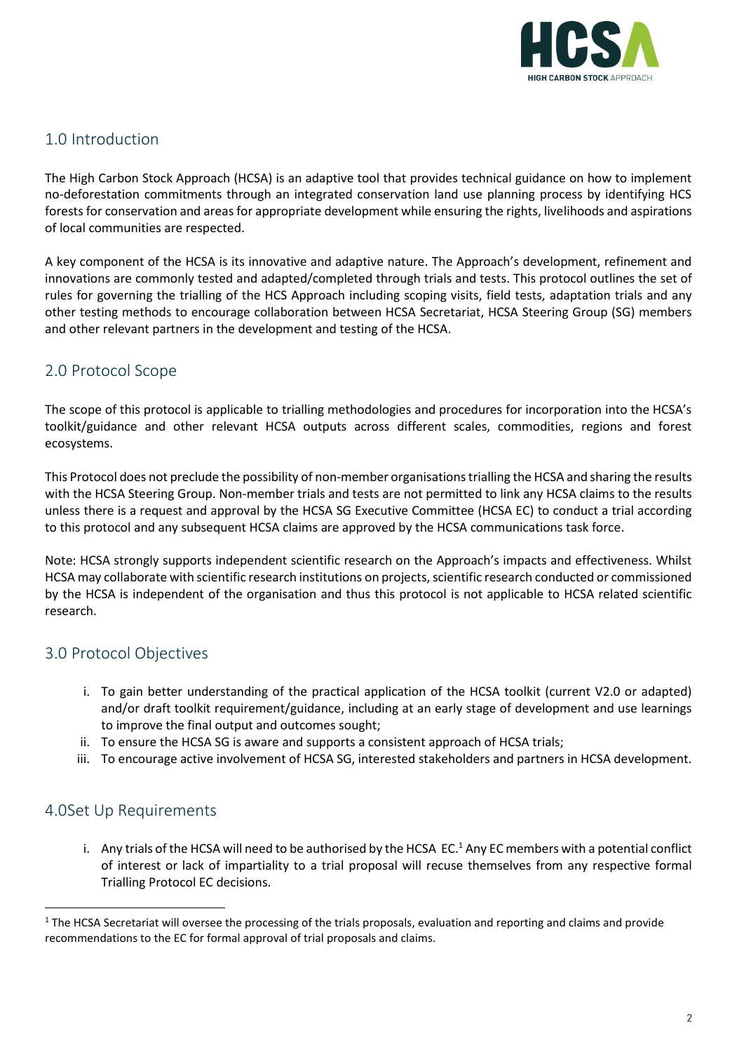## 1.0 Introduction

The High Carbon Stock Approach (HCSA) is an adaptive tool that provides technical guidance on how to implement no-deforestation commitments through an integrated conservation land use planning process by identifying HCS forests for conservation and areas for appropriate development while ensuring the rights, livelihoods and aspirations of local communities are respected.

A key component of the HCSA is its innovative and adaptive nature. The Approach's development, refinement and innovations are commonly tested and adapted/completed through trials and tests. This protocol outlines the set of rules for governing the trialling of the HCS Approach including scoping visits, field tests, adaptation trials and any other testing methods to encourage collaboration between HCSA Secretariat, HCSA Steering Group (SG) members and other relevant partners in the development and testing of the HCSA.

## 2.0 Protocol Scope

The scope of this protocol is applicable to trialling methodologies and procedures for incorporation into the HCSA's toolkit/guidance and other relevant HCSA outputs across different scales, commodities, regions and forest ecosystems.

This Protocol does not preclude the possibility of non-member organisations trialling the HCSA and sharing the results with the HCSA Steering Group. Non-member trials and tests are not permitted to link any HCSA claims to the results unless there is a request and approval by the HCSA SG Executive Committee (HCSA EC) to conduct a trial according to this protocol and any subsequent HCSA claims are approved by the HCSA communications task force.

Note: HCSA strongly supports independent scientific research on the Approach's impacts and effectiveness. Whilst HCSA may collaborate with scientific research institutions on projects, scientific research conducted or commissioned by the HCSA is independent of the organisation and thus this protocol is not applicable to HCSA related scientific research.

## 3.0 Protocol Objectives

i. To gain better understanding of the practical application of the HCSA toolkit (current V2.0 or adapted) and/or draft toolkit requirement/guidance, including at an early stage of development and use learnings to improve the final output and outcomes sought;
ii. To ensure the HCSA SG is aware and supports a consistent approach of HCSA trials;
iii. To encourage active involvement of HCSA SG, interested stakeholders and partners in HCSA development.

## 4.0Set Up Requirements

i. Any trials of the HCSA will need to be authorised by the HCSA EC.[1] Any EC members with a potential conflict of interest or lack of impartiality to a trial proposal will recuse themselves from any respective formal Trialling Protocol EC decisions.

[1] The HCSA Secretariat will oversee the processing of the trials proposals, evaluation and reporting and claims and provide recommendations to the EC for formal approval of trial proposals and claims.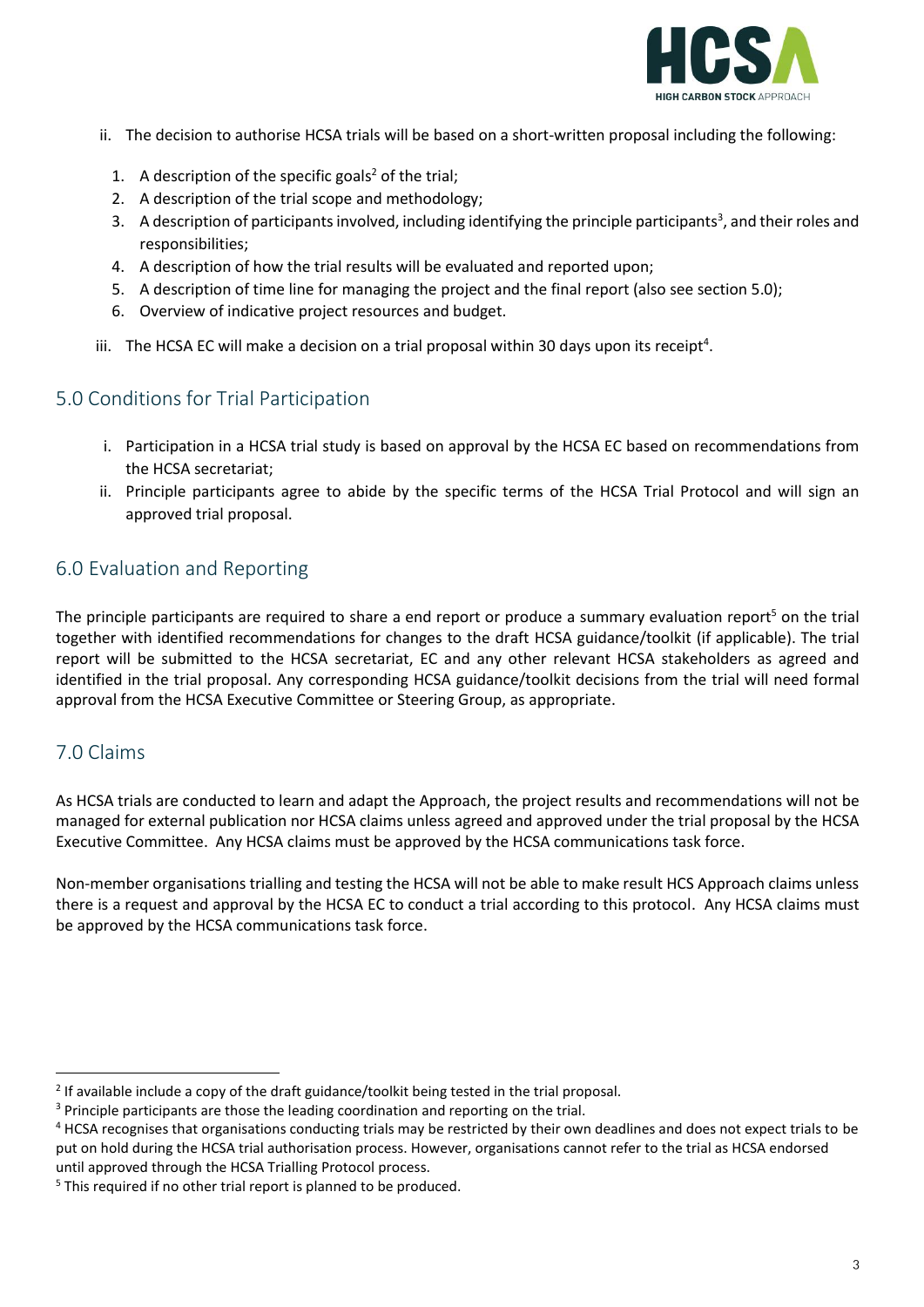ii. The decision to authorise HCSA trials will be based on a short-written proposal including the following:

1. A description of the specific goals[2] of the trial;
2. A description of the trial scope and methodology;
3. A description of participants involved, including identifying the principle participants[3], and their roles and responsibilities;
4. A description of how the trial results will be evaluated and reported upon;
5. A description of time line for managing the project and the final report (also see section 5.0);
6. Overview of indicative project resources and budget.

iii. The HCSA EC will make a decision on a trial proposal within 30 days upon its receipt[4].

## 5.0 Conditions for Trial Participation

i. Participation in a HCSA trial study is based on approval by the HCSA EC based on recommendations from the HCSA secretariat;

ii. Principle participants agree to abide by the specific terms of the HCSA Trial Protocol and will sign an approved trial proposal.

## 6.0 Evaluation and Reporting

The principle participants are required to share a end report or produce a summary evaluation report[5] on the trial together with identified recommendations for changes to the draft HCSA guidance/toolkit (if applicable). The trial report will be submitted to the HCSA secretariat, EC and any other relevant HCSA stakeholders as agreed and identified in the trial proposal. Any corresponding HCSA guidance/toolkit decisions from the trial will need formal approval from the HCSA Executive Committee or Steering Group, as appropriate.

## 7.0 Claims

As HCSA trials are conducted to learn and adapt the Approach, the project results and recommendations will not be managed for external publication nor HCSA claims unless agreed and approved under the trial proposal by the HCSA Executive Committee. Any HCSA claims must be approved by the HCSA communications task force.

Non-member organisations trialling and testing the HCSA will not be able to make result HCS Approach claims unless there is a request and approval by the HCSA EC to conduct a trial according to this protocol. Any HCSA claims must be approved by the HCSA communications task force.

---

[2] If available include a copy of the draft guidance/toolkit being tested in the trial proposal.

[3] Principle participants are those the leading coordination and reporting on the trial.

[4] HCSA recognises that organisations conducting trials may be restricted by their own deadlines and does not expect trials to be put on hold during the HCSA trial authorisation process. However, organisations cannot refer to the trial as HCSA endorsed until approved through the HCSA Trialling Protocol process.

[5] This required if no other trial report is planned to be produced.